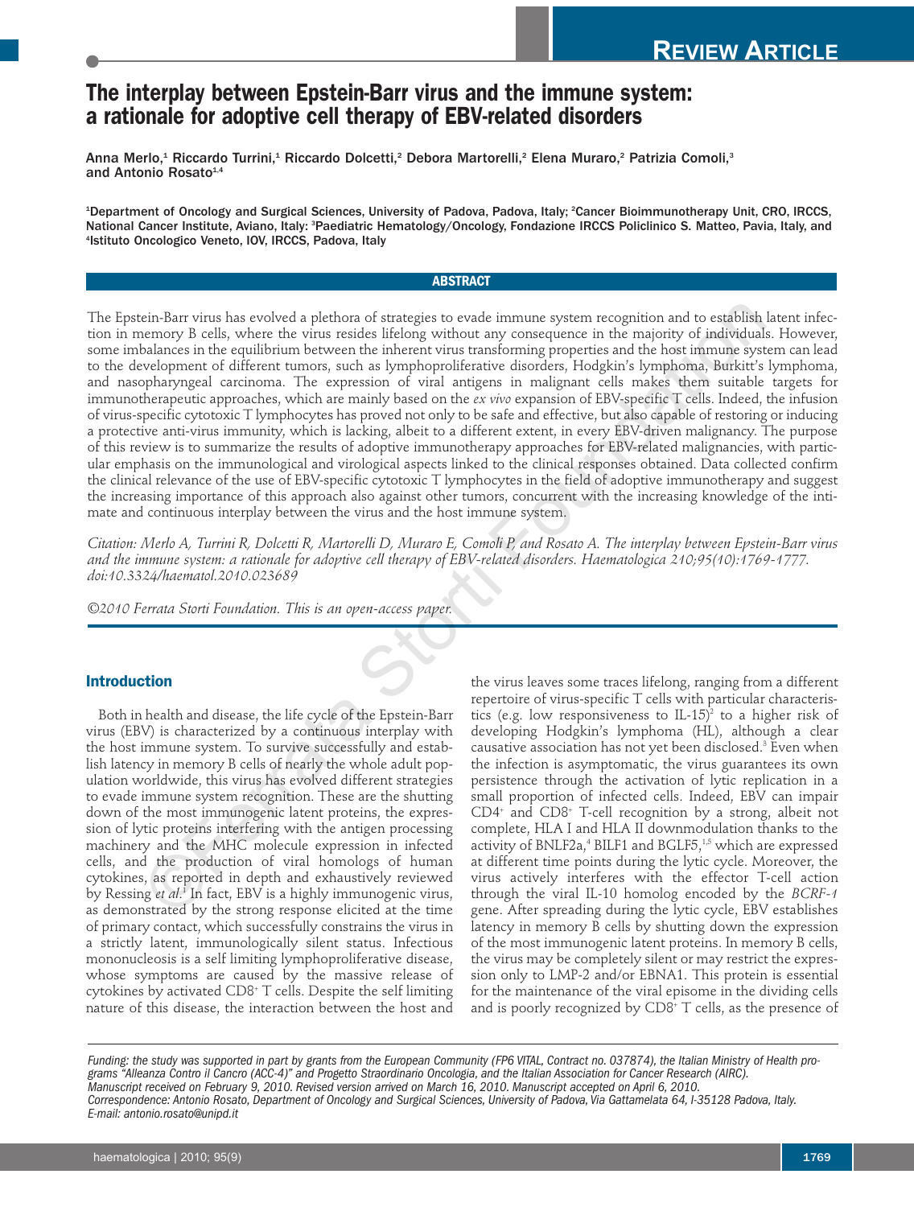# The interplay between Epstein-Barr virus and the immune system: a rationale for adoptive cell therapy of EBV-related disorders

Anna Merlo,[1] Riccardo Turrini,[1] Riccardo Dolcetti,[2] Debora Martorelli,[2] Elena Muraro,[2] Patrizia Comoli,[3] and Antonio Rosato[1,4]

[1]Department of Oncology and Surgical Sciences, University of Padova, Padova, Italy; [2]Cancer Bioimmunotherapy Unit, CRO, IRCCS, National Cancer Institute, Aviano, Italy: [3]Paediatric Hematology/Oncology, Fondazione IRCCS Policlinico S. Matteo, Pavia, Italy, and [4]Istituto Oncologico Veneto, IOV, IRCCS, Padova, Italy

## ABSTRACT

The Epstein-Barr virus has evolved a plethora of strategies to evade immune system recognition and to establish latent infection in memory B cells, where the virus resides lifelong without any consequence in the majority of individuals. However, some imbalances in the equilibrium between the inherent virus transforming properties and the host immune system can lead to the development of different tumors, such as lymphoproliferative disorders, Hodgkin's lymphoma, Burkitt's lymphoma, and nasopharyngeal carcinoma. The expression of viral antigens in malignant cells makes them suitable targets for immunotherapeutic approaches, which are mainly based on the *ex vivo* expansion of EBV-specific T cells. Indeed, the infusion of virus-specific cytotoxic T lymphocytes has proved not only to be safe and effective, but also capable of restoring or inducing a protective anti-virus immunity, which is lacking, albeit to a different extent, in every EBV-driven malignancy. The purpose of this review is to summarize the results of adoptive immunotherapy approaches for EBV-related malignancies, with particular emphasis on the immunological and virological aspects linked to the clinical responses obtained. Data collected confirm the clinical relevance of the use of EBV-specific cytotoxic T lymphocytes in the field of adoptive immunotherapy and suggest the increasing importance of this approach also against other tumors, concurrent with the increasing knowledge of the intimate and continuous interplay between the virus and the host immune system.

*Citation: Merlo A, Turrini R, Dolcetti R, Martorelli D, Muraro E, Comoli P, and Rosato A. The interplay between Epstein-Barr virus and the immune system: a rationale for adoptive cell therapy of EBV-related disorders. Haematologica 210;95(10):1769-1777. doi:10.3324/haematol.2010.023689*

*©2010 Ferrata Storti Foundation. This is an open-access paper.*

## Introduction

Both in health and disease, the life cycle of the Epstein-Barr virus (EBV) is characterized by a continuous interplay with the host immune system. To survive successfully and establish latency in memory B cells of nearly the whole adult population worldwide, this virus has evolved different strategies to evade immune system recognition. These are the shutting down of the most immunogenic latent proteins, the expression of lytic proteins interfering with the antigen processing machinery and the MHC molecule expression in infected cells, and the production of viral homologs of human cytokines, as reported in depth and exhaustively reviewed by Ressing *et al.*[1] In fact, EBV is a highly immunogenic virus, as demonstrated by the strong response elicited at the time of primary contact, which successfully constrains the virus in a strictly latent, immunologically silent status. Infectious mononucleosis is a self limiting lymphoproliferative disease, whose symptoms are caused by the massive release of cytokines by activated CD8$^+$ T cells. Despite the self limiting nature of this disease, the interaction between the host and the virus leaves some traces lifelong, ranging from a different repertoire of virus-specific T cells with particular characteristics (e.g. low responsiveness to IL-15)[2] to a higher risk of developing Hodgkin's lymphoma (HL), although a clear causative association has not yet been disclosed.[3] Even when the infection is asymptomatic, the virus guarantees its own persistence through the activation of lytic replication in a small proportion of infected cells. Indeed, EBV can impair CD4$^+$ and CD8$^+$ T-cell recognition by a strong, albeit not complete, HLA I and HLA II downmodulation thanks to the activity of BNLF2a,[4] BILF1 and BGLF5,[1,5] which are expressed at different time points during the lytic cycle. Moreover, the virus actively interferes with the effector T-cell action through the viral IL-10 homolog encoded by the *BCRF-1* gene. After spreading during the lytic cycle, EBV establishes latency in memory B cells by shutting down the expression of the most immunogenic latent proteins. In memory B cells, the virus may be completely silent or may restrict the expression only to LMP-2 and/or EBNA1. This protein is essential for the maintenance of the viral episome in the dividing cells and is poorly recognized by CD8$^+$ T cells, as the presence of

*Funding: the study was supported in part by grants from the European Community (FP6 VITAL, Contract no. 037874), the Italian Ministry of Health programs "Alleanza Contro il Cancro (ACC-4)" and Progetto Straordinario Oncologia, and the Italian Association for Cancer Research (AIRC).*
*Manuscript received on February 9, 2010. Revised version arrived on March 16, 2010. Manuscript accepted on April 6, 2010.*
*Correspondence: Antonio Rosato, Department of Oncology and Surgical Sciences, University of Padova, Via Gattamelata 64, I-35128 Padova, Italy.*
*E-mail: antonio.rosato@unipd.it*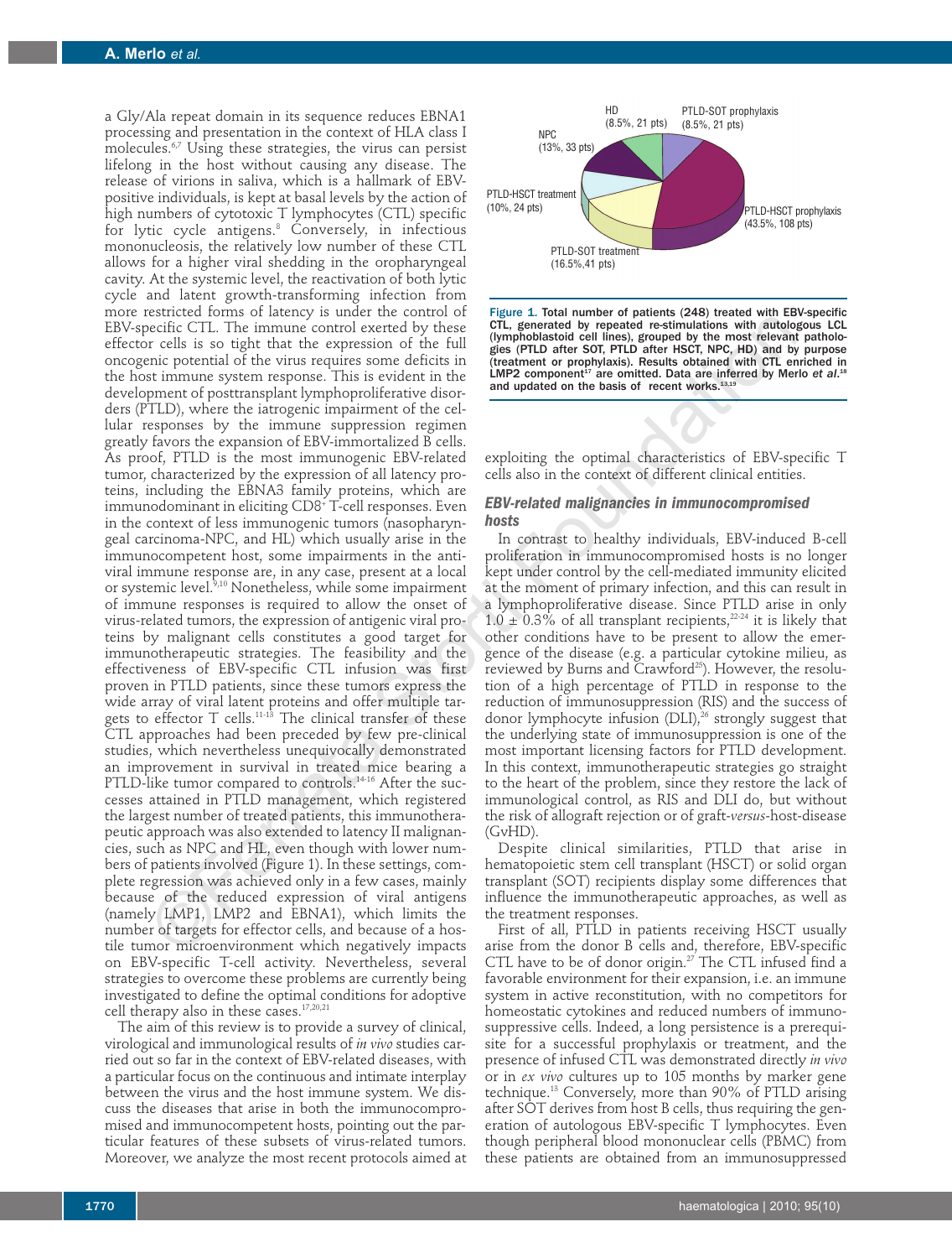a Gly/Ala repeat domain in its sequence reduces EBNA1 processing and presentation in the context of HLA class I molecules.[6,7] Using these strategies, the virus can persist lifelong in the host without causing any disease. The release of virions in saliva, which is a hallmark of EBV-positive individuals, is kept at basal levels by the action of high numbers of cytotoxic T lymphocytes (CTL) specific for lytic cycle antigens.[8] Conversely, in infectious mononucleosis, the relatively low number of these CTL allows for a higher viral shedding in the oropharyngeal cavity. At the systemic level, the reactivation of both lytic cycle and latent growth-transforming infection from more restricted forms of latency is under the control of EBV-specific CTL. The immune control exerted by these effector cells is so tight that the expression of the full oncogenic potential of the virus requires some deficits in the host immune system response. This is evident in the development of posttransplant lymphoproliferative disorders (PTLD), where the iatrogenic impairment of the cellular responses by the immune suppression regimen greatly favors the expansion of EBV-immortalized B cells. As proof, PTLD is the most immunogenic EBV-related tumor, characterized by the expression of all latency proteins, including the EBNA3 family proteins, which are immunodominant in eliciting CD8+ T-cell responses. Even in the context of less immunogenic tumors (nasopharyngeal carcinoma-NPC, and HL) which usually arise in the immunocompetent host, some impairments in the antiviral immune response are, in any case, present at a local or systemic level.[9,10] Nonetheless, while some impairment of immune responses is required to allow the onset of virus-related tumors, the expression of antigenic viral proteins by malignant cells constitutes a good target for immunotherapeutic strategies. The feasibility and the effectiveness of EBV-specific CTL infusion was first proven in PTLD patients, since these tumors express the wide array of viral latent proteins and offer multiple targets to effector T cells.[11-13] The clinical transfer of these CTL approaches had been preceded by few pre-clinical studies, which nevertheless unequivocally demonstrated an improvement in survival in treated mice bearing a PTLD-like tumor compared to controls.[14-16] After the successes attained in PTLD management, which registered the largest number of treated patients, this immunotherapeutic approach was also extended to latency II malignancies, such as NPC and HL, even though with lower numbers of patients involved (Figure 1). In these settings, complete regression was achieved only in a few cases, mainly because of the reduced expression of viral antigens (namely LMP1, LMP2 and EBNA1), which limits the number of targets for effector cells, and because of a hostile tumor microenvironment which negatively impacts on EBV-specific T-cell activity. Nevertheless, several strategies to overcome these problems are currently being investigated to define the optimal conditions for adoptive cell therapy also in these cases.[17,20,21]

The aim of this review is to provide a survey of clinical, virological and immunological results of *in vivo* studies carried out so far in the context of EBV-related diseases, with a particular focus on the continuous and intimate interplay between the virus and the host immune system. We discuss the diseases that arise in both the immunocompromised and immunocompetent hosts, pointing out the particular features of these subsets of virus-related tumors. Moreover, we analyze the most recent protocols aimed at exploiting the optimal characteristics of EBV-specific T cells also in the context of different clinical entities.

**Figure 1.** Total number of patients (248) treated with EBV-specific CTL, generated by repeated re-stimulations with autologous LCL (lymphoblastoid cell lines), grouped by the most relevant pathologies (PTLD after SOT, PTLD after HSCT, NPC, HD) and by purpose (treatment or prophylaxis). Results obtained with CTL enriched in LMP2 component[17] are omitted. Data are inferred by Merlo *et al.*[18] and updated on the basis of recent works.[13,19]

## EBV-related malignancies in immunocompromised hosts

In contrast to healthy individuals, EBV-induced B-cell proliferation in immunocompromised hosts is no longer kept under control by the cell-mediated immunity elicited at the moment of primary infection, and this can result in a lymphoproliferative disease. Since PTLD arise in only $1.0 \pm 0.3\%$ of all transplant recipients,[22-24] it is likely that other conditions have to be present to allow the emergence of the disease (e.g. a particular cytokine milieu, as reviewed by Burns and Crawford[25]). However, the resolution of a high percentage of PTLD in response to the reduction of immunosuppression (RIS) and the success of donor lymphocyte infusion (DLI),[26] strongly suggest that the underlying state of immunosuppression is one of the most important licensing factors for PTLD development. In this context, immunotherapeutic strategies go straight to the heart of the problem, since they restore the lack of immunological control, as RIS and DLI do, but without the risk of allograft rejection or of graft-*versus*-host-disease (GvHD).

Despite clinical similarities, PTLD that arise in hematopoietic stem cell transplant (HSCT) or solid organ transplant (SOT) recipients display some differences that influence the immunotherapeutic approaches, as well as the treatment responses.

First of all, PTLD in patients receiving HSCT usually arise from the donor B cells and, therefore, EBV-specific CTL have to be of donor origin.[27] The CTL infused find a favorable environment for their expansion, i.e. an immune system in active reconstitution, with no competitors for homeostatic cytokines and reduced numbers of immunosuppressive cells. Indeed, a long persistence is a prerequisite for a successful prophylaxis or treatment, and the presence of infused CTL was demonstrated directly *in vivo* or in *ex vivo* cultures up to 105 months by marker gene technique.[13] Conversely, more than 90% of PTLD arising after SOT derives from host B cells, thus requiring the generation of autologous EBV-specific T lymphocytes. Even though peripheral blood mononuclear cells (PBMC) from these patients are obtained from an immunosuppressed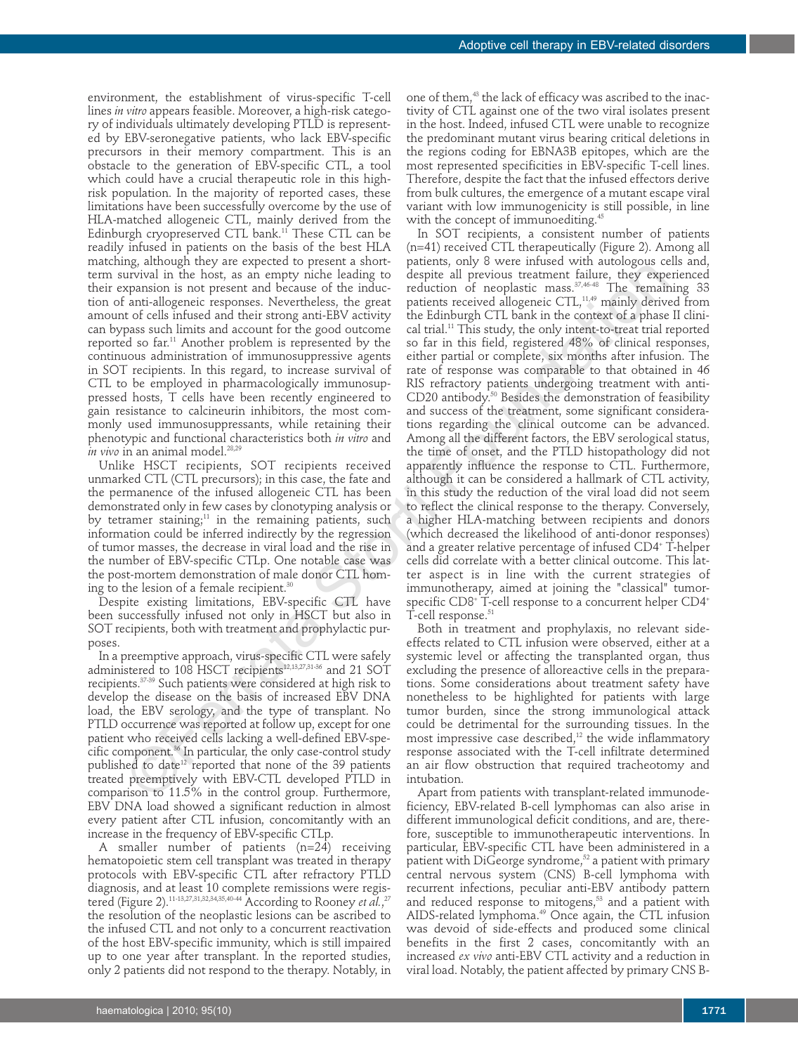environment, the establishment of virus-specific T-cell lines *in vitro* appears feasible. Moreover, a high-risk category of individuals ultimately developing PTLD is represented by EBV-seronegative patients, who lack EBV-specific precursors in their memory compartment. This is an obstacle to the generation of EBV-specific CTL, a tool which could have a crucial therapeutic role in this high-risk population. In the majority of reported cases, these limitations have been successfully overcome by the use of HLA-matched allogeneic CTL, mainly derived from the Edinburgh cryopreserved CTL bank.[11] These CTL can be readily infused in patients on the basis of the best HLA matching, although they are expected to present a short-term survival in the host, as an empty niche leading to their expansion is not present and because of the induction of anti-allogeneic responses. Nevertheless, the great amount of cells infused and their strong anti-EBV activity can bypass such limits and account for the good outcome reported so far.[11] Another problem is represented by the continuous administration of immunosuppressive agents in SOT recipients. In this regard, to increase survival of CTL to be employed in pharmacologically immunosuppressed hosts, T cells have been recently engineered to gain resistance to calcineurin inhibitors, the most commonly used immunosuppressants, while retaining their phenotypic and functional characteristics both *in vitro* and *in vivo* in an animal model.[28,29]

Unlike HSCT recipients, SOT recipients received unmarked CTL (CTL precursors); in this case, the fate and the permanence of the infused allogeneic CTL has been demonstrated only in few cases by clonotyping analysis or by tetramer staining;[11] in the remaining patients, such information could be inferred indirectly by the regression of tumor masses, the decrease in viral load and the rise in the number of EBV-specific CTLp. One notable case was the post-mortem demonstration of male donor CTL homing to the lesion of a female recipient.[30]

Despite existing limitations, EBV-specific CTL have been successfully infused not only in HSCT but also in SOT recipients, both with treatment and prophylactic purposes.

In a preemptive approach, virus-specific CTL were safely administered to 108 HSCT recipients[12,13,27,31-36] and 21 SOT recipients.[37-39] Such patients were considered at high risk to develop the disease on the basis of increased EBV DNA load, the EBV serology, and the type of transplant. No PTLD occurrence was reported at follow up, except for one patient who received cells lacking a well-defined EBV-specific component.[36] In particular, the only case-control study published to date[12] reported that none of the 39 patients treated preemptively with EBV-CTL developed PTLD in comparison to 11.5% in the control group. Furthermore, EBV DNA load showed a significant reduction in almost every patient after CTL infusion, concomitantly with an increase in the frequency of EBV-specific CTLp.

A smaller number of patients (n=24) receiving hematopoietic stem cell transplant was treated in therapy protocols with EBV-specific CTL after refractory PTLD diagnosis, and at least 10 complete remissions were registered (Figure 2).[11-13,27,31,32,34,35,40-44] According to Rooney *et al.*,[27] the resolution of the neoplastic lesions can be ascribed to the infused CTL and not only to a concurrent reactivation of the host EBV-specific immunity, which is still impaired up to one year after transplant. In the reported studies, only 2 patients did not respond to the therapy. Notably, in one of them,[43] the lack of efficacy was ascribed to the inactivity of CTL against one of the two viral isolates present in the host. Indeed, infused CTL were unable to recognize the predominant mutant virus bearing critical deletions in the regions coding for EBNA3B epitopes, which are the most represented specificities in EBV-specific T-cell lines. Therefore, despite the fact that the infused effectors derive from bulk cultures, the emergence of a mutant escape viral variant with low immunogenicity is still possible, in line with the concept of immunoediting.[45]

In SOT recipients, a consistent number of patients (n=41) received CTL therapeutically (Figure 2). Among all patients, only 8 were infused with autologous cells and, despite all previous treatment failure, they experienced reduction of neoplastic mass.[37,46-48] The remaining 33 patients received allogeneic CTL,[11,49] mainly derived from the Edinburgh CTL bank in the context of a phase II clinical trial.[11] This study, the only intent-to-treat trial reported so far in this field, registered 48% of clinical responses, either partial or complete, six months after infusion. The rate of response was comparable to that obtained in 46 RIS refractory patients undergoing treatment with anti-CD20 antibody.[50] Besides the demonstration of feasibility and success of the treatment, some significant considerations regarding the clinical outcome can be advanced. Among all the different factors, the EBV serological status, the time of onset, and the PTLD histopathology did not apparently influence the response to CTL. Furthermore, although it can be considered a hallmark of CTL activity, in this study the reduction of the viral load did not seem to reflect the clinical response to the therapy. Conversely, a higher HLA-matching between recipients and donors (which decreased the likelihood of anti-donor responses) and a greater relative percentage of infused $CD4^+$ T-helper cells did correlate with a better clinical outcome. This latter aspect is in line with the current strategies of immunotherapy, aimed at joining the "classical" tumor-specific $CD8^+$ T-cell response to a concurrent helper $CD4^+$ T-cell response.[51]

Both in treatment and prophylaxis, no relevant side-effects related to CTL infusion were observed, either at a systemic level or affecting the transplanted organ, thus excluding the presence of alloreactive cells in the preparations. Some considerations about treatment safety have nonetheless to be highlighted for patients with large tumor burden, since the strong immunological attack could be detrimental for the surrounding tissues. In the most impressive case described,[12] the wide inflammatory response associated with the T-cell infiltrate determined an air flow obstruction that required tracheotomy and intubation.

Apart from patients with transplant-related immunodeficiency, EBV-related B-cell lymphomas can also arise in different immunological deficit conditions, and are, therefore, susceptible to immunotherapeutic interventions. In particular, EBV-specific CTL have been administered in a patient with DiGeorge syndrome,[52] a patient with primary central nervous system (CNS) B-cell lymphoma with recurrent infections, peculiar anti-EBV antibody pattern and reduced response to mitogens,[53] and a patient with AIDS-related lymphoma.[49] Once again, the CTL infusion was devoid of side-effects and produced some clinical benefits in the first 2 cases, concomitantly with an increased *ex vivo* anti-EBV CTL activity and a reduction in viral load. Notably, the patient affected by primary CNS B-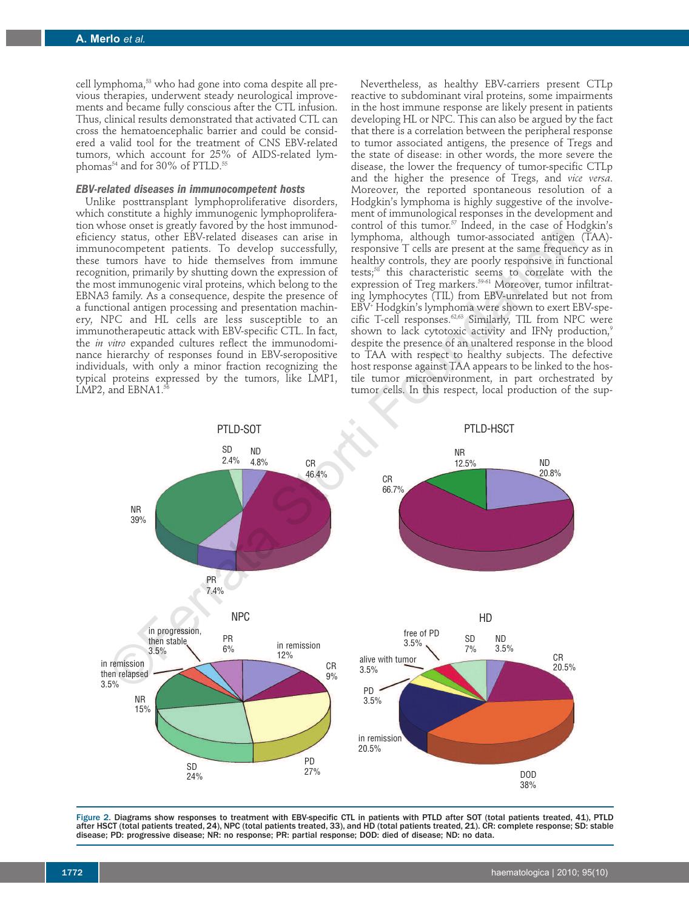cell lymphoma,[53] who had gone into coma despite all previous therapies, underwent steady neurological improvements and became fully conscious after the CTL infusion. Thus, clinical results demonstrated that activated CTL can cross the hematoencephalic barrier and could be considered a valid tool for the treatment of CNS EBV-related tumors, which account for 25% of AIDS-related lymphomas[54] and for 30% of PTLD.[55]

### *EBV-related diseases in immunocompetent hosts*

Unlike posttransplant lymphoproliferative disorders, which constitute a highly immunogenic lymphoproliferation whose onset is greatly favored by the host immunodeficiency status, other EBV-related diseases can arise in immunocompetent patients. To develop successfully, these tumors have to hide themselves from immune recognition, primarily by shutting down the expression of the most immunogenic viral proteins, which belong to the EBNA3 family. As a consequence, despite the presence of a functional antigen processing and presentation machinery, NPC and HL cells are less susceptible to an immunotherapeutic attack with EBV-specific CTL. In fact, the *in vitro* expanded cultures reflect the immunodominance hierarchy of responses found in EBV-seropositive individuals, with only a minor fraction recognizing the typical proteins expressed by the tumors, like LMP1, LMP2, and EBNA1.[56]

Nevertheless, as healthy EBV-carriers present CTLp reactive to subdominant viral proteins, some impairments in the host immune response are likely present in patients developing HL or NPC. This can also be argued by the fact that there is a correlation between the peripheral response to tumor associated antigens, the presence of Tregs and the state of disease: in other words, the more severe the disease, the lower the frequency of tumor-specific CTLp and the higher the presence of Tregs, and *vice versa*. Moreover, the reported spontaneous resolution of a Hodgkin's lymphoma is highly suggestive of the involvement of immunological responses in the development and control of this tumor.[57] Indeed, in the case of Hodgkin's lymphoma, although tumor-associated antigen (TAA)-responsive T cells are present at the same frequency as in healthy controls, they are poorly responsive in functional tests;[58] this characteristic seems to correlate with the expression of Treg markers.[59-61] Moreover, tumor infiltrating lymphocytes (TIL) from EBV-unrelated but not from EBV+ Hodgkin's lymphoma were shown to exert EBV-specific T-cell responses.[62,63] Similarly, TIL from NPC were shown to lack cytotoxic activity and IFNγ production,[9] despite the presence of an unaltered response in the blood to TAA with respect to healthy subjects. The defective host response against TAA appears to be linked to the hostile tumor microenvironment, in part orchestrated by tumor cells. In this respect, local production of the sup-

Figure 2. Diagrams show responses to treatment with EBV-specific CTL in patients with PTLD after SOT (total patients treated, 41), PTLD after HSCT (total patients treated, 24), NPC (total patients treated, 33), and HD (total patients treated, 21). CR: complete response; SD: stable disease; PD: progressive disease; NR: no response; PR: partial response; DOD: died of disease; ND: no data.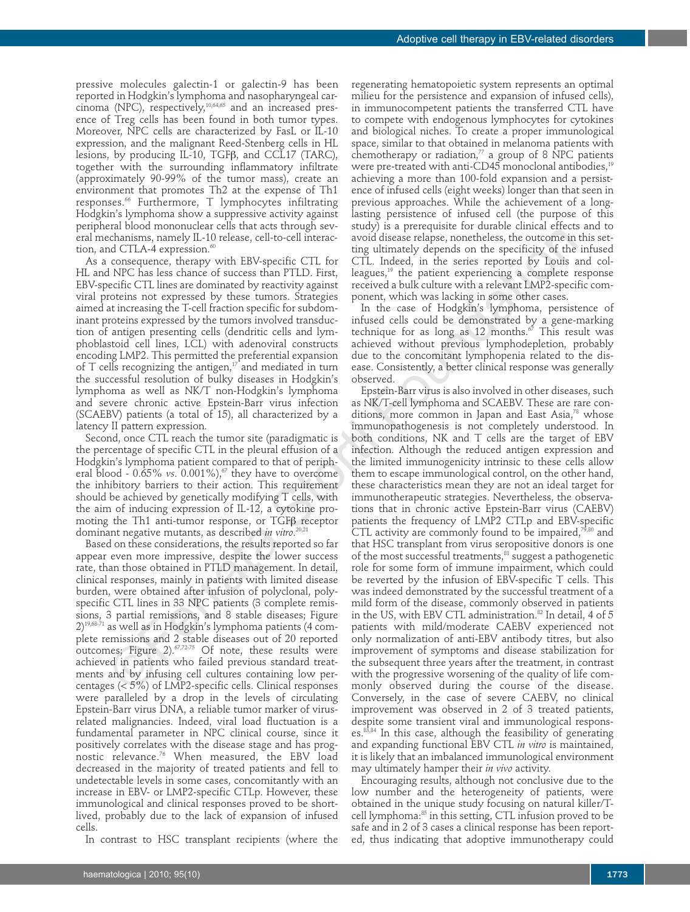pressive molecules galectin-1 or galectin-9 has been reported in Hodgkin's lymphoma and nasopharyngeal carcinoma (NPC), respectively,[10,64,65] and an increased presence of Treg cells has been found in both tumor types. Moreover, NPC cells are characterized by FasL or IL-10 expression, and the malignant Reed-Stenberg cells in HL lesions, by producing IL-10, TGFβ, and CCL17 (TARC), together with the surrounding inflammatory infiltrate (approximately 90-99% of the tumor mass), create an environment that promotes Th2 at the expense of Th1 responses.[66] Furthermore, T lymphocytes infiltrating Hodgkin's lymphoma show a suppressive activity against peripheral blood mononuclear cells that acts through several mechanisms, namely IL-10 release, cell-to-cell interaction, and CTLA-4 expression.[60]

As a consequence, therapy with EBV-specific CTL for HL and NPC has less chance of success than PTLD. First, EBV-specific CTL lines are dominated by reactivity against viral proteins not expressed by these tumors. Strategies aimed at increasing the T-cell fraction specific for subdominant proteins expressed by the tumors involved transduction of antigen presenting cells (dendritic cells and lymphoblastoid cell lines, LCL) with adenoviral constructs encoding LMP2. This permitted the preferential expansion of T cells recognizing the antigen,[17] and mediated in turn the successful resolution of bulky diseases in Hodgkin's lymphoma as well as NK/T non-Hodgkin's lymphoma and severe chronic active Epstein-Barr virus infection (SCAEBV) patients (a total of 15), all characterized by a latency II pattern expression.

Second, once CTL reach the tumor site (paradigmatic is the percentage of specific CTL in the pleural effusion of a Hodgkin's lymphoma patient compared to that of peripheral blood - 0.65% *vs.* 0.001%),[67] they have to overcome the inhibitory barriers to their action. This requirement should be achieved by genetically modifying T cells, with the aim of inducing expression of IL-12, a cytokine promoting the Th1 anti-tumor response, or TGFβ receptor dominant negative mutants, as described *in vitro*.[20,21]

Based on these considerations, the results reported so far appear even more impressive, despite the lower success rate, than those obtained in PTLD management. In detail, clinical responses, mainly in patients with limited disease burden, were obtained after infusion of polyclonal, polyspecific CTL lines in 33 NPC patients (3 complete remissions, 3 partial remissions, and 8 stable diseases; Figure 2)[19,68-71] as well as in Hodgkin's lymphoma patients (4 complete remissions and 2 stable diseases out of 20 reported outcomes; Figure 2).[67,72-75] Of note, these results were achieved in patients who failed previous standard treatments and by infusing cell cultures containing low percentages (< 5%) of LMP2-specific cells. Clinical responses were paralleled by a drop in the levels of circulating Epstein-Barr virus DNA, a reliable tumor marker of virus-related malignancies. Indeed, viral load fluctuation is a fundamental parameter in NPC clinical course, since it positively correlates with the disease stage and has prognostic relevance.[76] When measured, the EBV load decreased in the majority of treated patients and fell to undetectable levels in some cases, concomitantly with an increase in EBV- or LMP2-specific CTLp. However, these immunological and clinical responses proved to be short-lived, probably due to the lack of expansion of infused cells.

In contrast to HSC transplant recipients (where the regenerating hematopoietic system represents an optimal milieu for the persistence and expansion of infused cells), in immunocompetent patients the transferred CTL have to compete with endogenous lymphocytes for cytokines and biological niches. To create a proper immunological space, similar to that obtained in melanoma patients with chemotherapy or radiation,[77] a group of 8 NPC patients were pre-treated with anti-CD45 monoclonal antibodies,[19] achieving a more than 100-fold expansion and a persistence of infused cells (eight weeks) longer than that seen in previous approaches. While the achievement of a long-lasting persistence of infused cell (the purpose of this study) is a prerequisite for durable clinical effects and to avoid disease relapse, nonetheless, the outcome in this setting ultimately depends on the specificity of the infused CTL. Indeed, in the series reported by Louis and colleagues,[19] the patient experiencing a complete response received a bulk culture with a relevant LMP2-specific component, which was lacking in some other cases.

In the case of Hodgkin's lymphoma, persistence of infused cells could be demonstrated by a gene-marking technique for as long as 12 months.[67] This result was achieved without previous lymphodepletion, probably due to the concomitant lymphopenia related to the disease. Consistently, a better clinical response was generally observed.

Epstein-Barr virus is also involved in other diseases, such as NK/T-cell lymphoma and SCAEBV. These are rare conditions, more common in Japan and East Asia,[78] whose immunopathogenesis is not completely understood. In both conditions, NK and T cells are the target of EBV infection. Although the reduced antigen expression and the limited immunogenicity intrinsic to these cells allow them to escape immunological control, on the other hand, these characteristics mean they are not an ideal target for immunotherapeutic strategies. Nevertheless, the observations that in chronic active Epstein-Barr virus (CAEBV) patients the frequency of LMP2 CTLp and EBV-specific CTL activity are commonly found to be impaired,[79,80] and that HSC transplant from virus seropositive donors is one of the most successful treatments,[81] suggest a pathogenetic role for some form of immune impairment, which could be reverted by the infusion of EBV-specific T cells. This was indeed demonstrated by the successful treatment of a mild form of the disease, commonly observed in patients in the US, with EBV CTL administration.[82] In detail, 4 of 5 patients with mild/moderate CAEBV experienced not only normalization of anti-EBV antibody titres, but also improvement of symptoms and disease stabilization for the subsequent three years after the treatment, in contrast with the progressive worsening of the quality of life commonly observed during the course of the disease. Conversely, in the case of severe CAEBV, no clinical improvement was observed in 2 of 3 treated patients, despite some transient viral and immunological responses.[83,84] In this case, although the feasibility of generating and expanding functional EBV CTL *in vitro* is maintained, it is likely that an imbalanced immunological environment may ultimately hamper their *in vivo* activity.

Encouraging results, although not conclusive due to the low number and the heterogeneity of patients, were obtained in the unique study focusing on natural killer/T-cell lymphoma:[85] in this setting, CTL infusion proved to be safe and in 2 of 3 cases a clinical response has been reported, thus indicating that adoptive immunotherapy could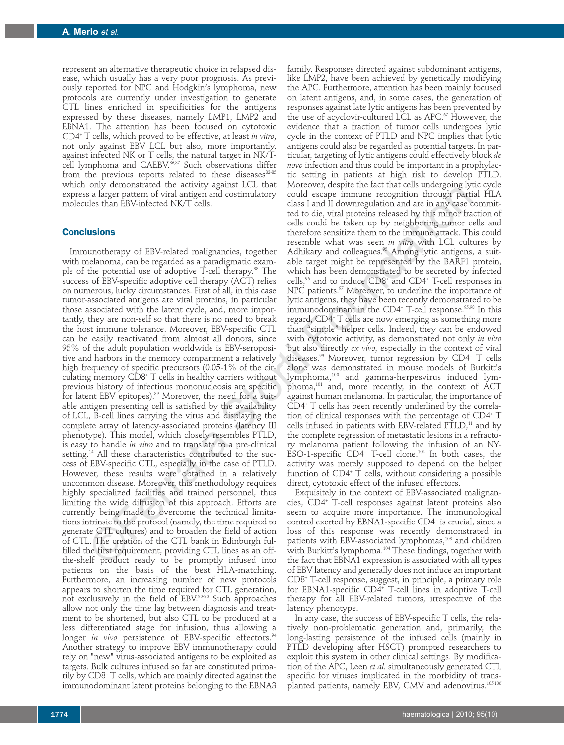represent an alternative therapeutic choice in relapsed disease, which usually has a very poor prognosis. As previously reported for NPC and Hodgkin's lymphoma, new protocols are currently under investigation to generate CTL lines enriched in specificities for the antigens expressed by these diseases, namely LMP1, LMP2 and EBNA1. The attention has been focused on cytotoxic CD4+ T cells, which proved to be effective, at least *in vitro*, not only against EBV LCL but also, more importantly, against infected NK or T cells, the natural target in NK/T-cell lymphoma and CAEBV.[86,87] Such observations differ from the previous reports related to these diseases[82-85] which only demonstrated the activity against LCL that express a larger pattern of viral antigen and costimulatory molecules than EBV-infected NK/T cells.

## Conclusions

Immunotherapy of EBV-related malignancies, together with melanoma, can be regarded as a paradigmatic example of the potential use of adoptive T-cell therapy.[88] The success of EBV-specific adoptive cell therapy (ACT) relies on numerous, lucky circumstances. First of all, in this case tumor-associated antigens are viral proteins, in particular those associated with the latent cycle, and, more importantly, they are non-self so that there is no need to break the host immune tolerance. Moreover, EBV-specific CTL can be easily reactivated from almost all donors, since 95% of the adult population worldwide is EBV-seropositive and harbors in the memory compartment a relatively high frequency of specific precursors (0.05-1% of the circulating memory CD8+ T cells in healthy carriers without previous history of infectious mononucleosis are specific for latent EBV epitopes).[89] Moreover, the need for a suitable antigen presenting cell is satisfied by the availability of LCL, B-cell lines carrying the virus and displaying the complete array of latency-associated proteins (latency III phenotype). This model, which closely resembles PTLD, is easy to handle *in vitro* and to translate to a pre-clinical setting.[14] All these characteristics contributed to the success of EBV-specific CTL, especially in the case of PTLD. However, these results were obtained in a relatively uncommon disease. Moreover, this methodology requires highly specialized facilities and trained personnel, thus limiting the wide diffusion of this approach. Efforts are currently being made to overcome the technical limitations intrinsic to the protocol (namely, the time required to generate CTL cultures) and to broaden the field of action of CTL. The creation of the CTL bank in Edinburgh fulfilled the first requirement, providing CTL lines as an off-the-shelf product ready to be promptly infused into patients on the basis of the best HLA-matching. Furthermore, an increasing number of new protocols appears to shorten the time required for CTL generation, not exclusively in the field of EBV.[90-93] Such approaches allow not only the time lag between diagnosis and treatment to be shortened, but also CTL to be produced at a less differentiated stage for infusion, thus allowing a longer *in vivo* persistence of EBV-specific effectors.[94] Another strategy to improve EBV immunotherapy could rely on "new" virus-associated antigens to be exploited as targets. Bulk cultures infused so far are constituted primarily by CD8+ T cells, which are mainly directed against the immunodominant latent proteins belonging to the EBNA3 family. Responses directed against subdominant antigens, like LMP2, have been achieved by genetically modifying the APC. Furthermore, attention has been mainly focused on latent antigens, and, in some cases, the generation of responses against late lytic antigens has been prevented by the use of acyclovir-cultured LCL as APC.[67] However, the evidence that a fraction of tumor cells undergoes lytic cycle in the context of PTLD and NPC implies that lytic antigens could also be regarded as potential targets. In particular, targeting of lytic antigens could effectively block *de novo* infection and thus could be important in a prophylactic setting in patients at high risk to develop PTLD. Moreover, despite the fact that cells undergoing lytic cycle could escape immune recognition through partial HLA class I and II downregulation and are in any case committed to die, viral proteins released by this minor fraction of cells could be taken up by neighboring tumor cells and therefore sensitize them to the immune attack. This could resemble what was seen *in vitro* with LCL cultures by Adhikary and colleagues.[95] Among lytic antigens, a suitable target might be represented by the BARF1 protein, which has been demonstrated to be secreted by infected cells,[96] and to induce CD8+ and CD4+ T-cell responses in NPC patients.[97] Moreover, to underline the importance of lytic antigens, they have been recently demonstrated to be immunodominant in the CD4+ T-cell response.[95,98] In this regard, CD4+ T cells are now emerging as something more than "simple" helper cells. Indeed, they can be endowed with cytotoxic activity, as demonstrated not only *in vitro* but also directly *ex vivo*, especially in the context of viral diseases.[99] Moreover, tumor regression by CD4+ T cells alone was demonstrated in mouse models of Burkitt's lymphoma,[100] and gamma-herpesvirus induced lymphoma,[101] and, more recently, in the context of ACT against human melanoma. In particular, the importance of CD4+ T cells has been recently underlined by the correlation of clinical responses with the percentage of CD4+ T cells infused in patients with EBV-related PTLD,[11] and by the complete regression of metastatic lesions in a refractory melanoma patient following the infusion of an NY-ESO-1-specific CD4+ T-cell clone.[102] In both cases, the activity was merely supposed to depend on the helper function of CD4+ T cells, without considering a possible direct, cytotoxic effect of the infused effectors.

Exquisitely in the context of EBV-associated malignancies, CD4+ T-cell responses against latent proteins also seem to acquire more importance. The immunological control exerted by EBNA1-specific CD4+ is crucial, since a loss of this response was recently demonstrated in patients with EBV-associated lymphomas,[103] and children with Burkitt's lymphoma.[104] These findings, together with the fact that EBNA1 expression is associated with all types of EBV latency and generally does not induce an important CD8+ T-cell response, suggest, in principle, a primary role for EBNA1-specific CD4+ T-cell lines in adoptive T-cell therapy for all EBV-related tumors, irrespective of the latency phenotype.

In any case, the success of EBV-specific T cells, the relatively non-problematic generation and, primarily, the long-lasting persistence of the infused cells (mainly in PTLD developing after HSCT) prompted researchers to exploit this system in other clinical settings. By modification of the APC, Leen *et al.* simultaneously generated CTL specific for viruses implicated in the morbidity of transplanted patients, namely EBV, CMV and adenovirus.[105,106]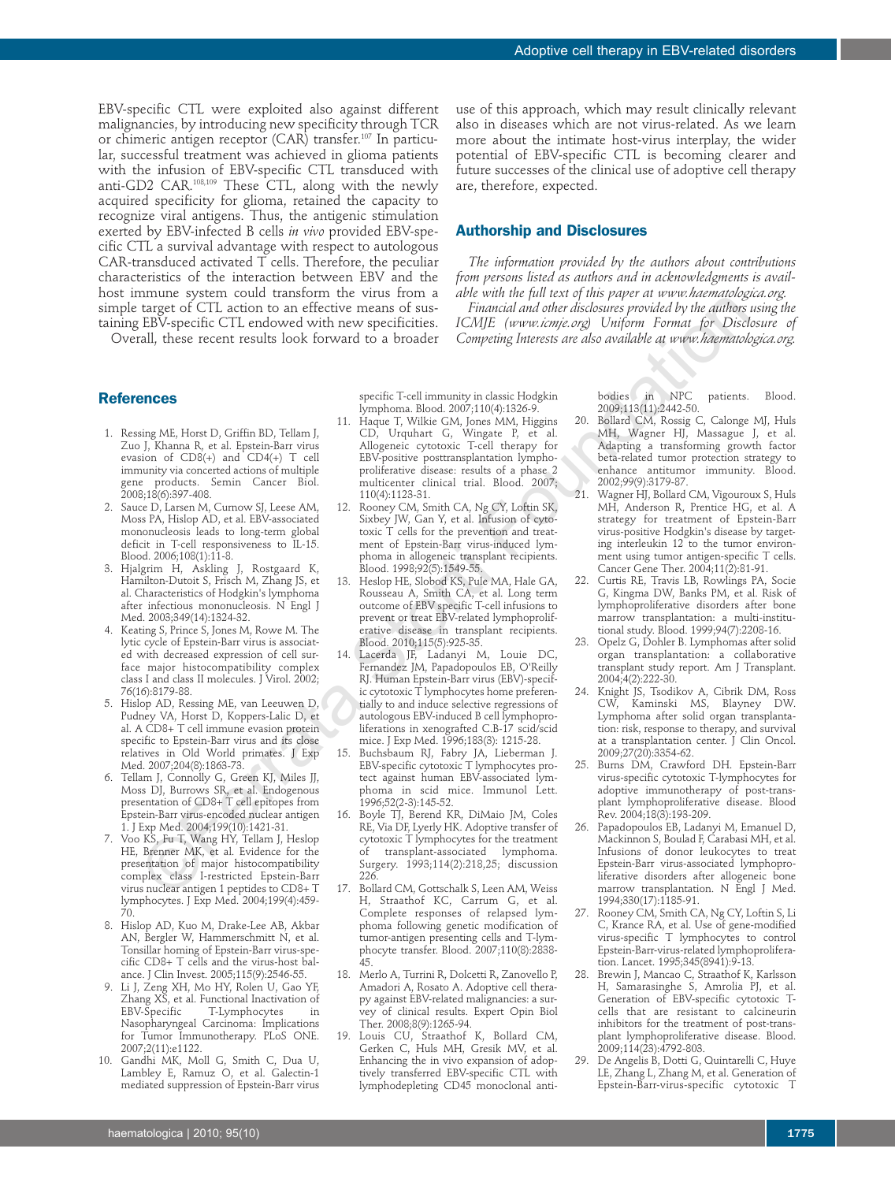EBV-specific CTL were exploited also against different malignancies, by introducing new specificity through TCR or chimeric antigen receptor (CAR) transfer.[107] In particular, successful treatment was achieved in glioma patients with the infusion of EBV-specific CTL transduced with anti-GD2 CAR.[108,109] These CTL, along with the newly acquired specificity for glioma, retained the capacity to recognize viral antigens. Thus, the antigenic stimulation exerted by EBV-infected B cells *in vivo* provided EBV-specific CTL a survival advantage with respect to autologous CAR-transduced activated T cells. Therefore, the peculiar characteristics of the interaction between EBV and the host immune system could transform the virus from a simple target of CTL action to an effective means of sustaining EBV-specific CTL endowed with new specificities.

Overall, these recent results look forward to a broader use of this approach, which may result clinically relevant also in diseases which are not virus-related. As we learn more about the intimate host-virus interplay, the wider potential of EBV-specific CTL is becoming clearer and future successes of the clinical use of adoptive cell therapy are, therefore, expected.

## Authorship and Disclosures

*The information provided by the authors about contributions from persons listed as authors and in acknowledgments is available with the full text of this paper at www.haematologica.org.*

*Financial and other disclosures provided by the authors using the ICMJE (www.icmje.org) Uniform Format for Disclosure of Competing Interests are also available at www.haematologica.org.*

## References

1. Ressing ME, Horst D, Griffin BD, Tellam J, Zuo J, Khanna R, et al. Epstein-Barr virus evasion of CD8(+) and CD4(+) T cell immunity via concerted actions of multiple gene products. Semin Cancer Biol. 2008;18(6):397-408.
2. Sauce D, Larsen M, Curnow SJ, Leese AM, Moss PA, Hislop AD, et al. EBV-associated mononucleosis leads to long-term global deficit in T-cell responsiveness to IL-15. Blood. 2006;108(1):11-8.
3. Hjalgrim H, Askling J, Rostgaard K, Hamilton-Dutoit S, Frisch M, Zhang JS, et al. Characteristics of Hodgkin's lymphoma after infectious mononucleosis. N Engl J Med. 2003;349(14):1324-32.
4. Keating S, Prince S, Jones M, Rowe M. The lytic cycle of Epstein-Barr virus is associated with decreased expression of cell surface major histocompatibility complex class I and class II molecules. J Virol. 2002; 76(16):8179-88.
5. Hislop AD, Ressing ME, van Leeuwen D, Pudney VA, Horst D, Koppers-Lalic D, et al. A CD8+ T cell immune evasion protein specific to Epstein-Barr virus and its close relatives in Old World primates. J Exp Med. 2007;204(8):1863-73.
6. Tellam J, Connolly G, Green KJ, Miles JJ, Moss DJ, Burrows SR, et al. Endogenous presentation of CD8+ T cell epitopes from Epstein-Barr virus-encoded nuclear antigen 1. J Exp Med. 2004;199(10):1421-31.
7. Voo KS, Fu T, Wang HY, Tellam J, Heslop HE, Brenner MK, et al. Evidence for the presentation of major histocompatibility complex class I-restricted Epstein-Barr virus nuclear antigen 1 peptides to CD8+ T lymphocytes. J Exp Med. 2004;199(4):459-70.
8. Hislop AD, Kuo M, Drake-Lee AB, Akbar AN, Bergler W, Hammerschmitt N, et al. Tonsillar homing of Epstein-Barr virus-specific CD8+ T cells and the virus-host balance. J Clin Invest. 2005;115(9):2546-55.
9. Li J, Zeng XH, Mo HY, Rolen U, Gao YF, Zhang XS, et al. Functional Inactivation of EBV-Specific T-Lymphocytes in Nasopharyngeal Carcinoma: Implications for Tumor Immunotherapy. PLoS ONE. 2007;2(11):e1122.
10. Gandhi MK, Moll G, Smith C, Dua U, Lambley E, Ramuz O, et al. Galectin-1 mediated suppression of Epstein-Barr virus specific T-cell immunity in classic Hodgkin lymphoma. Blood. 2007;110(4):1326-9.
11. Haque T, Wilkie GM, Jones MM, Higgins CD, Urquhart G, Wingate P, et al. Allogeneic cytotoxic T-cell therapy for EBV-positive posttransplantation lymphoproliferative disease: results of a phase 2 multicenter clinical trial. Blood. 2007; 110(4):1123-31.
12. Rooney CM, Smith CA, Ng CY, Loftin SK, Sixbey JW, Gan Y, et al. Infusion of cytotoxic T cells for the prevention and treatment of Epstein-Barr virus-induced lymphoma in allogeneic transplant recipients. Blood. 1998;92(5):1549-55.
13. Heslop HE, Slobod KS, Pule MA, Hale GA, Rousseau A, Smith CA, et al. Long term outcome of EBV specific T-cell infusions to prevent or treat EBV-related lymphoproliferative disease in transplant recipients. Blood. 2010;115(5):925-35.
14. Lacerda JF, Ladanyi M, Louie DC, Fernandez JM, Papadopoulos EB, O'Reilly RJ. Human Epstein-Barr virus (EBV)-specific cytotoxic T lymphocytes home preferentially to and induce selective regressions of autologous EBV-induced B cell lymphoproliferations in xenografted C.B-17 scid/scid mice. J Exp Med. 1996;183(3): 1215-28.
15. Buchsbaum RJ, Fabry JA, Lieberman J. EBV-specific cytotoxic T lymphocytes protect against human EBV-associated lymphoma in scid mice. Immunol Lett. 1996;52(2-3):145-52.
16. Boyle TJ, Berend KR, DiMaio JM, Coles RE, Via DF, Lyerly HK. Adoptive transfer of cytotoxic T lymphocytes for the treatment of transplant-associated lymphoma. Surgery. 1993;114(2):218,25; discussion 226.
17. Bollard CM, Gottschalk S, Leen AM, Weiss H, Straathof KC, Carrum G, et al. Complete responses of relapsed lymphoma following genetic modification of tumor-antigen presenting cells and T-lymphocyte transfer. Blood. 2007;110(8):2838-45.
18. Merlo A, Turrini R, Dolcetti R, Zanovello P, Amadori A, Rosato A. Adoptive cell therapy against EBV-related malignancies: a survey of clinical results. Expert Opin Biol Ther. 2008;8(9):1265-94.
19. Louis CU, Straathof K, Bollard CM, Gerken C, Huls MH, Gresik MV, et al. Enhancing the in vivo expansion of adoptively transferred EBV-specific CTL with lymphodepleting CD45 monoclonal antibodies in NPC patients. Blood. 2009;113(11):2442-50.
20. Bollard CM, Rossig C, Calonge MJ, Huls MH, Wagner HJ, Massague J, et al. Adapting a transforming growth factor beta-related tumor protection strategy to enhance antitumor immunity. Blood. 2002;99(9):3179-87.
21. Wagner HJ, Bollard CM, Vigouroux S, Huls MH, Anderson R, Prentice HG, et al. A strategy for treatment of Epstein-Barr virus-positive Hodgkin's disease by targeting interleukin 12 to the tumor environment using tumor antigen-specific T cells. Cancer Gene Ther. 2004;11(2):81-91.
22. Curtis RE, Travis LB, Rowlings PA, Socie G, Kingma DW, Banks PM, et al. Risk of lymphoproliferative disorders after bone marrow transplantation: a multi-institutional study. Blood. 1999;94(7):2208-16.
23. Opelz G, Dohler B. Lymphomas after solid organ transplantation: a collaborative transplant study report. Am J Transplant. 2004;4(2):222-30.
24. Knight JS, Tsodikov A, Cibrik DM, Ross CW, Kaminski MS, Blayney DW. Lymphoma after solid organ transplantation: risk, response to therapy, and survival at a transplantation center. J Clin Oncol. 2009;27(20):3354-62.
25. Burns DM, Crawford DH. Epstein-Barr virus-specific cytotoxic T-lymphocytes for adoptive immunotherapy of post-transplant lymphoproliferative disease. Blood Rev. 2004;18(3):193-209.
26. Papadopoulos EB, Ladanyi M, Emanuel D, Mackinnon S, Boulad F, Carabasi MH, et al. Infusions of donor leukocytes to treat Epstein-Barr virus-associated lymphoproliferative disorders after allogeneic bone marrow transplantation. N Engl J Med. 1994;330(17):1185-91.
27. Rooney CM, Smith CA, Ng CY, Loftin S, Li C, Krance RA, et al. Use of gene-modified virus-specific T lymphocytes to control Epstein-Barr-virus-related lymphoproliferation. Lancet. 1995;345(8941):9-13.
28. Brewin J, Mancao C, Straathof K, Karlsson H, Samarasinghe S, Amrolia PJ, et al. Generation of EBV-specific cytotoxic T-cells that are resistant to calcineurin inhibitors for the treatment of post-transplant lymphoproliferative disease. Blood. 2009;114(23):4792-803.
29. De Angelis B, Dotti G, Quintarelli C, Huye LE, Zhang L, Zhang M, et al. Generation of Epstein-Barr-virus-specific cytotoxic T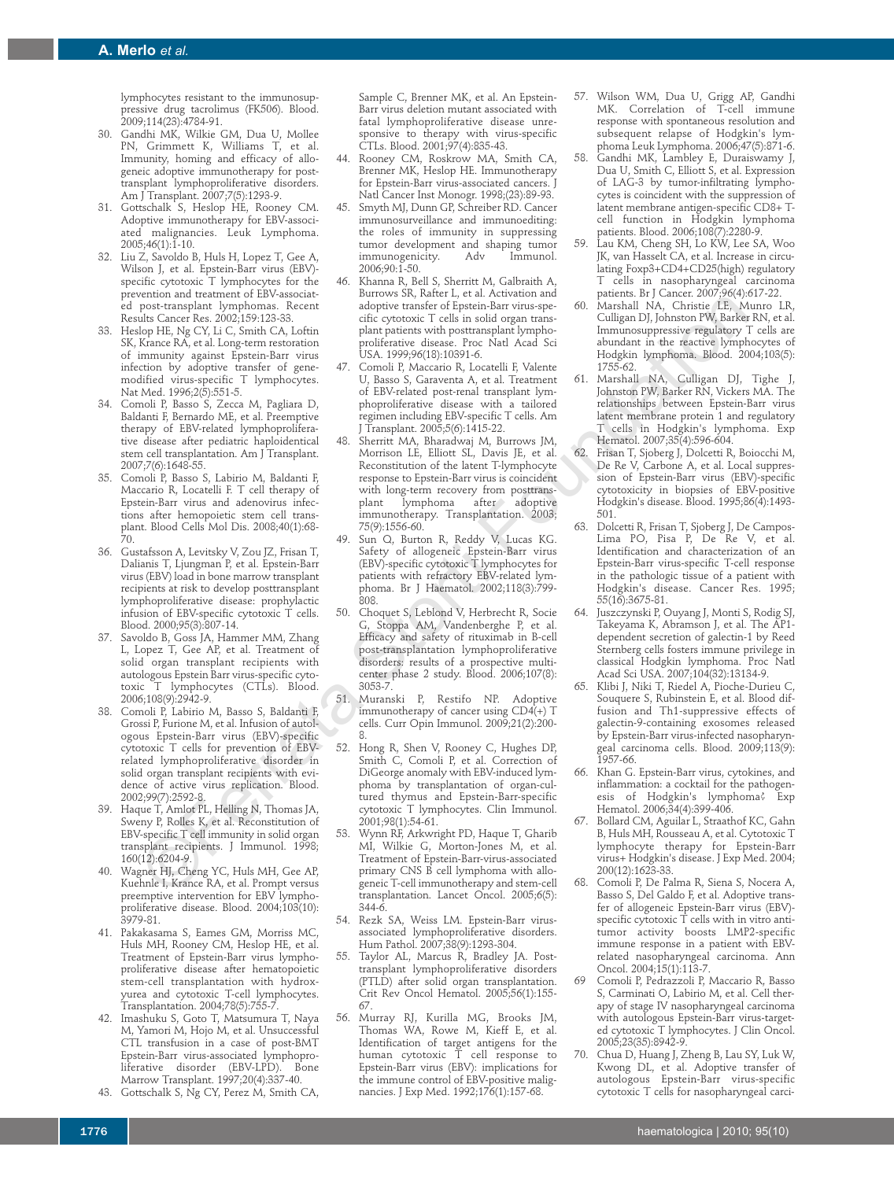lymphocytes resistant to the immunosuppressive drug tacrolimus (FK506). Blood. 2009;114(23):4784-91.

30. Gandhi MK, Wilkie GM, Dua U, Mollee PN, Grimmett K, Williams T, et al. Immunity, homing and efficacy of allogeneic adoptive immunotherapy for posttransplant lymphoproliferative disorders. Am J Transplant. 2007;7(5):1293-9.
31. Gottschalk S, Heslop HE, Rooney CM. Adoptive immunotherapy for EBV-associated malignancies. Leuk Lymphoma. 2005;46(1):1-10.
32. Liu Z, Savoldo B, Huls H, Lopez T, Gee A, Wilson J, et al. Epstein-Barr virus (EBV)-specific cytotoxic T lymphocytes for the prevention and treatment of EBV-associated post-transplant lymphomas. Recent Results Cancer Res. 2002;159:123-33.
33. Heslop HE, Ng CY, Li C, Smith CA, Loftin SK, Krance RA, et al. Long-term restoration of immunity against Epstein-Barr virus infection by adoptive transfer of gene-modified virus-specific T lymphocytes. Nat Med. 1996;2(5):551-5.
34. Comoli P, Basso S, Zecca M, Pagliara D, Baldanti F, Bernardo ME, et al. Preemptive therapy of EBV-related lymphoproliferative disease after pediatric haploidentical stem cell transplantation. Am J Transplant. 2007;7(6):1648-55.
35. Comoli P, Basso S, Labirio M, Baldanti F, Maccario R, Locatelli F. T cell therapy of Epstein-Barr virus and adenovirus infections after hemopoietic stem cell transplant. Blood Cells Mol Dis. 2008;40(1):68-70.
36. Gustafsson A, Levitsky V, Zou JZ, Frisan T, Dalianis T, Ljungman P, et al. Epstein-Barr virus (EBV) load in bone marrow transplant recipients at risk to develop posttransplant lymphoproliferative disease: prophylactic infusion of EBV-specific cytotoxic T cells. Blood. 2000;95(3):807-14.
37. Savoldo B, Goss JA, Hammer MM, Zhang L, Lopez T, Gee AP, et al. Treatment of solid organ transplant recipients with autologous Epstein Barr virus-specific cytotoxic T lymphocytes (CTLs). Blood. 2006;108(9):2942-9.
38. Comoli P, Labirio M, Basso S, Baldanti F, Grossi P, Furione M, et al. Infusion of autologous Epstein-Barr virus (EBV)-specific cytotoxic T cells for prevention of EBV-related lymphoproliferative disorder in solid organ transplant recipients with evidence of active virus replication. Blood. 2002;99(7):2592-8.
39. Haque T, Amlot PL, Helling N, Thomas JA, Sweny P, Rolles K, et al. Reconstitution of EBV-specific T cell immunity in solid organ transplant recipients. J Immunol. 1998; 160(12):6204-9.
40. Wagner HJ, Cheng YC, Huls MH, Gee AP, Kuehnle I, Krance RA, et al. Prompt versus preemptive intervention for EBV lymphoproliferative disease. Blood. 2004;103(10): 3979-81.
41. Pakakasama S, Eames GM, Morriss MC, Huls MH, Rooney CM, Heslop HE, et al. Treatment of Epstein-Barr virus lymphoproliferative disease after hematopoietic stem-cell transplantation with hydroxyurea and cytotoxic T-cell lymphocytes. Transplantation. 2004;78(5):755-7.
42. Imashuku S, Goto T, Matsumura T, Naya M, Yamori M, Hojo M, et al. Unsuccessful CTL transfusion in a case of post-BMT Epstein-Barr virus-associated lymphoproliferative disorder (EBV-LPD). Bone Marrow Transplant. 1997;20(4):337-40.
43. Gottschalk S, Ng CY, Perez M, Smith CA, Sample C, Brenner MK, et al. An Epstein-Barr virus deletion mutant associated with fatal lymphoproliferative disease unresponsive to therapy with virus-specific CTLs. Blood. 2001;97(4):835-43.
44. Rooney CM, Roskrow MA, Smith CA, Brenner MK, Heslop HE. Immunotherapy for Epstein-Barr virus-associated cancers. J Natl Cancer Inst Monogr. 1998;(23):89-93.
45. Smyth MJ, Dunn GP, Schreiber RD. Cancer immunosurveillance and immunoediting: the roles of immunity in suppressing tumor development and shaping tumor immunogenicity. Adv Immunol. 2006;90:1-50.
46. Khanna R, Bell S, Sherritt M, Galbraith A, Burrows SR, Rafter L, et al. Activation and adoptive transfer of Epstein-Barr virus-specific cytotoxic T cells in solid organ transplant patients with posttransplant lymphoproliferative disease. Proc Natl Acad Sci USA. 1999;96(18):10391-6.
47. Comoli P, Maccario R, Locatelli F, Valente U, Basso S, Garaventa A, et al. Treatment of EBV-related post-renal transplant lymphoproliferative disease with a tailored regimen including EBV-specific T cells. Am J Transplant. 2005;5(6):1415-22.
48. Sherritt MA, Bharadwaj M, Burrows JM, Morrison LE, Elliott SL, Davis JE, et al. Reconstitution of the latent T-lymphocyte response to Epstein-Barr virus is coincident with long-term recovery from posttransplant lymphoma after adoptive immunotherapy. Transplantation. 2003; 75(9):1556-60.
49. Sun Q, Burton R, Reddy V, Lucas KG. Safety of allogeneic Epstein-Barr virus (EBV)-specific cytotoxic T lymphocytes for patients with refractory EBV-related lymphoma. Br J Haematol. 2002;118(3):799-808.
50. Choquet S, Leblond V, Herbrecht R, Socie G, Stoppa AM, Vandenberghe P, et al. Efficacy and safety of rituximab in B-cell post-transplantation lymphoproliferative disorders: results of a prospective multicenter phase 2 study. Blood. 2006;107(8): 3053-7.
51. Muranski P, Restifo NP. Adoptive immunotherapy of cancer using CD4(+) T cells. Curr Opin Immunol. 2009;21(2):200-8.
52. Hong R, Shen V, Rooney C, Hughes DP, Smith C, Comoli P, et al. Correction of DiGeorge anomaly with EBV-induced lymphoma by transplantation of organ-cultured thymus and Epstein-Barr-specific cytotoxic T lymphocytes. Clin Immunol. 2001;98(1):54-61.
53. Wynn RF, Arkwright PD, Haque T, Gharib MI, Wilkie G, Morton-Jones M, et al. Treatment of Epstein-Barr-virus-associated primary CNS B cell lymphoma with allogeneic T-cell immunotherapy and stem-cell transplantation. Lancet Oncol. 2005;6(5): 344-6.
54. Rezk SA, Weiss LM. Epstein-Barr virus-associated lymphoproliferative disorders. Hum Pathol. 2007;38(9):1293-304.
55. Taylor AL, Marcus R, Bradley JA. Post-transplant lymphoproliferative disorders (PTLD) after solid organ transplantation. Crit Rev Oncol Hematol. 2005;56(1):155-67.
56. Murray RJ, Kurilla MG, Brooks JM, Thomas WA, Rowe M, Kieff E, et al. Identification of target antigens for the human cytotoxic T cell response to Epstein-Barr virus (EBV): implications for the immune control of EBV-positive malignancies. J Exp Med. 1992;176(1):157-68.
57. Wilson WM, Dua U, Grigg AP, Gandhi MK. Correlation of T-cell immune response with spontaneous resolution and subsequent relapse of Hodgkin's lymphoma Leuk Lymphoma. 2006;47(5):871-6.
58. Gandhi MK, Lambley E, Duraiswamy J, Dua U, Smith C, Elliott S, et al. Expression of LAG-3 by tumor-infiltrating lymphocytes is coincident with the suppression of latent membrane antigen-specific CD8+ T-cell function in Hodgkin lymphoma patients. Blood. 2006;108(7):2280-9.
59. Lau KM, Cheng SH, Lo KW, Lee SA, Woo JK, van Hasselt CA, et al. Increase in circulating Foxp3+CD4+CD25(high) regulatory T cells in nasopharyngeal carcinoma patients. Br J Cancer. 2007;96(4):617-22.
60. Marshall NA, Christie LE, Munro LR, Culligan DJ, Johnston PW, Barker RN, et al. Immunosuppressive regulatory T cells are abundant in the reactive lymphocytes of Hodgkin lymphoma. Blood. 2004;103(5): 1755-62.
61. Marshall NA, Culligan DJ, Tighe J, Johnston PW, Barker RN, Vickers MA. The relationships between Epstein-Barr virus latent membrane protein 1 and regulatory T cells in Hodgkin's lymphoma. Exp Hematol. 2007;35(4):596-604.
62. Frisan T, Sjoberg J, Dolcetti R, Boiocchi M, De Re V, Carbone A, et al. Local suppression of Epstein-Barr virus (EBV)-specific cytotoxicity in biopsies of EBV-positive Hodgkin's disease. Blood. 1995;86(4):1493-501.
63. Dolcetti R, Frisan T, Sjoberg J, De Campos-Lima PO, Pisa P, De Re V, et al. Identification and characterization of an Epstein-Barr virus-specific T-cell response in the pathologic tissue of a patient with Hodgkin's disease. Cancer Res. 1995; 55(16):3675-81.
64. Juszczynski P, Ouyang J, Monti S, Rodig SJ, Takeyama K, Abramson J, et al. The AP1-dependent secretion of galectin-1 by Reed Sternberg cells fosters immune privilege in classical Hodgkin lymphoma. Proc Natl Acad Sci USA. 2007;104(32):13134-9.
65. Klibi J, Niki T, Riedel A, Pioche-Durieu C, Souquere S, Rubinstein E, et al. Blood diffusion and Th1-suppressive effects of galectin-9-containing exosomes released by Epstein-Barr virus-infected nasopharyngeal carcinoma cells. Blood. 2009;113(9): 1957-66.
66. Khan G. Epstein-Barr virus, cytokines, and inflammation: a cocktail for the pathogenesis of Hodgkin's lymphoma? Exp Hematol. 2006;34(4):399-406.
67. Bollard CM, Aguilar L, Straathof KC, Gahn B, Huls MH, Rousseau A, et al. Cytotoxic T lymphocyte therapy for Epstein-Barr virus+ Hodgkin's disease. J Exp Med. 2004; 200(12):1623-33.
68. Comoli P, De Palma R, Siena S, Nocera A, Basso S, Del Galdo F, et al. Adoptive transfer of allogeneic Epstein-Barr virus (EBV)-specific cytotoxic T cells with in vitro antitumor activity boosts LMP2-specific immune response in a patient with EBV-related nasopharyngeal carcinoma. Ann Oncol. 2004;15(1):113-7.
69. Comoli P, Pedrazzoli P, Maccario R, Basso S, Carminati O, Labirio M, et al. Cell therapy of stage IV nasopharyngeal carcinoma with autologous Epstein-Barr virus-targeted cytotoxic T lymphocytes. J Clin Oncol. 2005;23(35):8942-9.
70. Chua D, Huang J, Zheng B, Lau SY, Luk W, Kwong DL, et al. Adoptive transfer of autologous Epstein-Barr virus-specific cytotoxic T cells for nasopharyngeal carci-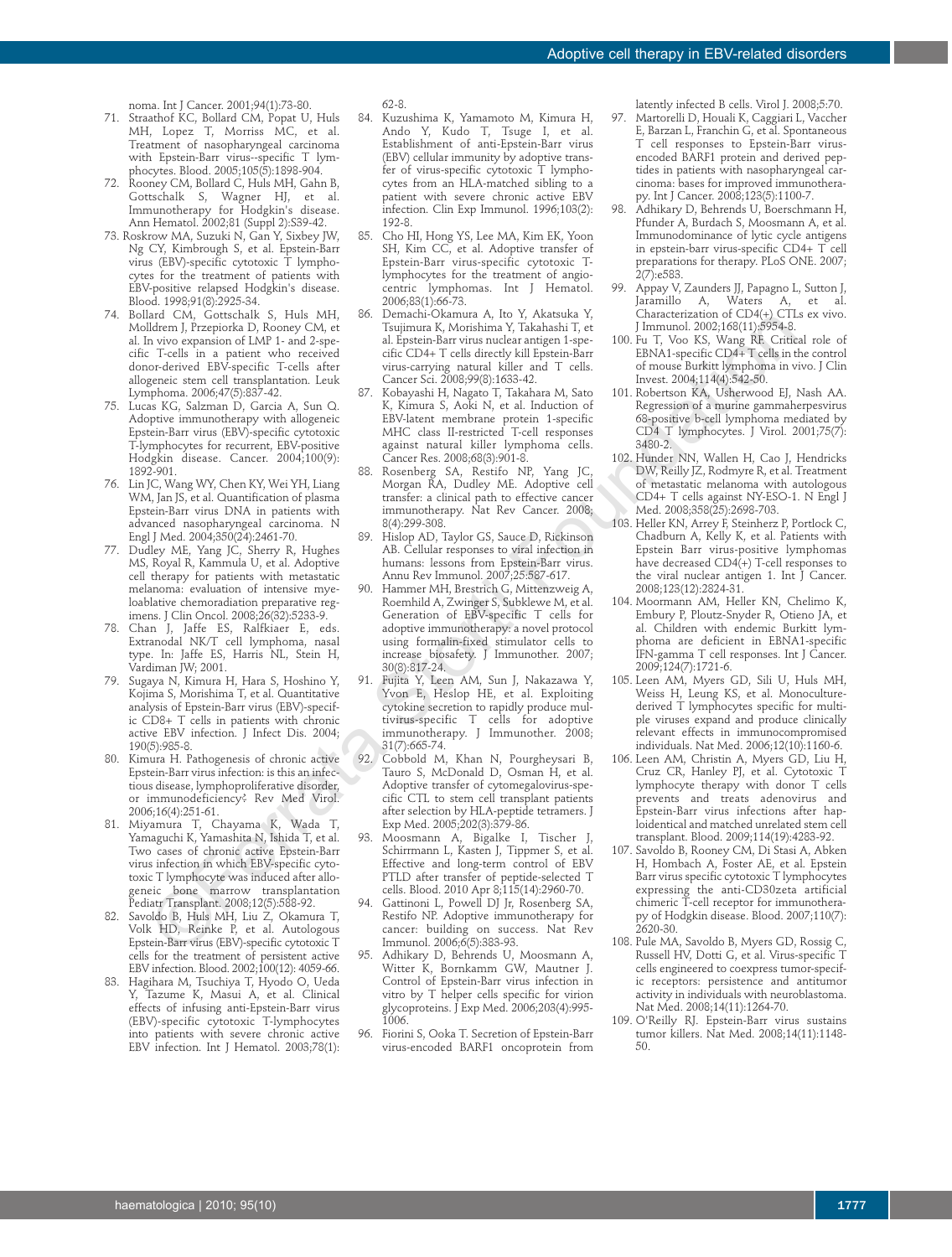noma. Int J Cancer. 2001;94(1):73-80.

71. Straathof KC, Bollard CM, Popat U, Huls MH, Lopez T, Morriss MC, et al. Treatment of nasopharyngeal carcinoma with Epstein-Barr virus--specific T lymphocytes. Blood. 2005;105(5):1898-904.
72. Rooney CM, Bollard C, Huls MH, Gahn B, Gottschalk S, Wagner HJ, et al. Immunotherapy for Hodgkin's disease. Ann Hematol. 2002;81 (Suppl 2):S39-42.
73. Roskrow MA, Suzuki N, Gan Y, Sixbey JW, Ng CY, Kimbrough S, et al. Epstein-Barr virus (EBV)-specific cytotoxic T lymphocytes for the treatment of patients with EBV-positive relapsed Hodgkin's disease. Blood. 1998;91(8):2925-34.
74. Bollard CM, Gottschalk S, Huls MH, Molldrem J, Przepiorka D, Rooney CM, et al. In vivo expansion of LMP 1- and 2-specific T-cells in a patient who received donor-derived EBV-specific T-cells after allogeneic stem cell transplantation. Leuk Lymphoma. 2006;47(5):837-42.
75. Lucas KG, Salzman D, Garcia A, Sun Q. Adoptive immunotherapy with allogeneic Epstein-Barr virus (EBV)-specific cytotoxic T-lymphocytes for recurrent, EBV-positive Hodgkin disease. Cancer. 2004;100(9):1892-901.
76. Lin JC, Wang WY, Chen KY, Wei YH, Liang WM, Jan JS, et al. Quantification of plasma Epstein-Barr virus DNA in patients with advanced nasopharyngeal carcinoma. N Engl J Med. 2004;350(24):2461-70.
77. Dudley ME, Yang JC, Sherry R, Hughes MS, Royal R, Kammula U, et al. Adoptive cell therapy for patients with metastatic melanoma: evaluation of intensive myeloablative chemoradiation preparative regimens. J Clin Oncol. 2008;26(32):5233-9.
78. Chan J, Jaffe ES, Ralfkiaer E, eds. Extranodal NK/T cell lymphoma, nasal type. In: Jaffe ES, Harris NL, Stein H, Vardiman JW; 2001.
79. Sugaya N, Kimura H, Hara S, Hoshino Y, Kojima S, Morishima T, et al. Quantitative analysis of Epstein-Barr virus (EBV)-specific CD8+ T cells in patients with chronic active EBV infection. J Infect Dis. 2004;190(5):985-8.
80. Kimura H. Pathogenesis of chronic active Epstein-Barr virus infection: is this an infectious disease, lymphoproliferative disorder, or immunodeficiency? Rev Med Virol. 2006;16(4):251-61.
81. Miyamura T, Chayama K, Wada T, Yamaguchi K, Yamashita N, Ishida T, et al. Two cases of chronic active Epstein-Barr virus infection in which EBV-specific cytotoxic T lymphocyte was induced after allogeneic bone marrow transplantation. Pediatr Transplant. 2008;12(5):588-92.
82. Savoldo B, Huls MH, Liu Z, Okamura T, Volk HD, Reinke P, et al. Autologous Epstein-Barr virus (EBV)-specific cytotoxic T cells for the treatment of persistent active EBV infection. Blood. 2002;100(12): 4059-66.
83. Hagihara M, Tsuchiya T, Hyodo O, Ueda Y, Tazume K, Masui A, et al. Clinical effects of infusing anti-Epstein-Barr virus (EBV)-specific cytotoxic T-lymphocytes into patients with severe chronic active EBV infection. Int J Hematol. 2003;78(1): 62-8.
84. Kuzushima K, Yamamoto M, Kimura H, Ando Y, Kudo T, Tsuge I, et al. Establishment of anti-Epstein-Barr virus (EBV) cellular immunity by adoptive transfer of virus-specific cytotoxic T lymphocytes from an HLA-matched sibling to a patient with severe chronic active EBV infection. Clin Exp Immunol. 1996;103(2): 192-8.
85. Cho HI, Hong YS, Lee MA, Kim EK, Yoon SH, Kim CC, et al. Adoptive transfer of Epstein-Barr virus-specific cytotoxic T-lymphocytes for the treatment of angiocentric lymphomas. Int J Hematol. 2006;83(1):66-73.
86. Demachi-Okamura A, Ito Y, Akatsuka Y, Tsujimura K, Morishima Y, Takahashi T, et al. Epstein-Barr virus nuclear antigen 1-specific CD4+ T cells directly kill Epstein-Barr virus-carrying natural killer and T cells. Cancer Sci. 2008;99(8):1633-42.
87. Kobayashi H, Nagato T, Takahara M, Sato K, Kimura S, Aoki N, et al. Induction of EBV-latent membrane protein 1-specific MHC class II-restricted T-cell responses against natural killer lymphoma cells. Cancer Res. 2008;68(3):901-8.
88. Rosenberg SA, Restifo NP, Yang JC, Morgan RA, Dudley ME. Adoptive cell transfer: a clinical path to effective cancer immunotherapy. Nat Rev Cancer. 2008; 8(4):299-308.
89. Hislop AD, Taylor GS, Sauce D, Rickinson AB. Cellular responses to viral infection in humans: lessons from Epstein-Barr virus. Annu Rev Immunol. 2007;25:587-617.
90. Hammer MH, Brestrich G, Mittenzweig A, Roemhild A, Zwinger S, Subklewe M, et al. Generation of EBV-specific T cells for adoptive immunotherapy: a novel protocol using formalin-fixed stimulator cells to increase biosafety. J Immunother. 2007; 30(8):817-24.
91. Fujita Y, Leen AM, Sun J, Nakazawa Y, Yvon E, Heslop HE, et al. Exploiting cytokine secretion to rapidly produce multivirus-specific T cells for adoptive immunotherapy. J Immunother. 2008; 31(7):665-74.
92. Cobbold M, Khan N, Pourgheysari B, Tauro S, McDonald D, Osman H, et al. Adoptive transfer of cytomegalovirus-specific CTL to stem cell transplant patients after selection by HLA-peptide tetramers. J Exp Med. 2005;202(3):379-86.
93. Moosmann A, Bigalke I, Tischer J, Schirrmann L, Kasten J, Tippmer S, et al. Effective and long-term control of EBV PTLD after transfer of peptide-selected T cells. Blood. 2010 Apr 8;115(14):2960-70.
94. Gattinoni L, Powell DJ Jr, Rosenberg SA, Restifo NP. Adoptive immunotherapy for cancer: building on success. Nat Rev Immunol. 2006;6(5):383-93.
95. Adhikary D, Behrends U, Moosmann A, Witter K, Bornkamm GW, Mautner J. Control of Epstein-Barr virus infection in vitro by T helper cells specific for virion glycoproteins. J Exp Med. 2006;203(4):995-1006.
96. Fiorini S, Ooka T. Secretion of Epstein-Barr virus-encoded BARF1 oncoprotein from latently infected B cells. Virol J. 2008;5:70.
97. Martorelli D, Houali K, Caggiari L, Vaccher E, Barzan L, Franchin G, et al. Spontaneous T cell responses to Epstein-Barr virus-encoded BARF1 protein and derived peptides in patients with nasopharyngeal carcinoma: bases for improved immunotherapy. Int J Cancer. 2008;123(5):1100-7.
98. Adhikary D, Behrends U, Boerschmann H, Pfunder A, Burdach S, Moosmann A, et al. Immunodominance of lytic cycle antigens in epstein-barr virus-specific CD4+ T cell preparations for therapy. PLoS ONE. 2007; 2(7):e583.
99. Appay V, Zaunders JJ, Papagno L, Sutton J, Jaramillo A, Waters A, et al. Characterization of CD4(+) CTLs ex vivo. J Immunol. 2002;168(11):5954-8.
100. Fu T, Voo KS, Wang RF. Critical role of EBNA1-specific CD4+ T cells in the control of mouse Burkitt lymphoma in vivo. J Clin Invest. 2004;114(4):542-50.
101. Robertson KA, Usherwood EJ, Nash AA. Regression of a murine gammaherpesvirus 68-positive b-cell lymphoma mediated by CD4 T lymphocytes. J Virol. 2001;75(7): 3480-2.
102. Hunder NN, Wallen H, Cao J, Hendricks DW, Reilly JZ, Rodmyre R, et al. Treatment of metastatic melanoma with autologous CD4+ T cells against NY-ESO-1. N Engl J Med. 2008;358(25):2698-703.
103. Heller KN, Arrey F, Steinherz P, Portlock C, Chadburn A, Kelly K, et al. Patients with Epstein Barr virus-positive lymphomas have decreased CD4(+) T-cell responses to the viral nuclear antigen 1. Int J Cancer. 2008;123(12):2824-31.
104. Moormann AM, Heller KN, Chelimo K, Embury P, Ploutz-Snyder R, Otieno JA, et al. Children with endemic Burkitt lymphoma are deficient in EBNA1-specific IFN-gamma T cell responses. Int J Cancer. 2009;124(7):1721-6.
105. Leen AM, Myers GD, Sili U, Huls MH, Weiss H, Leung KS, et al. Monoculture-derived T lymphocytes specific for multiple viruses expand and produce clinically relevant effects in immunocompromised individuals. Nat Med. 2006;12(10):1160-6.
106. Leen AM, Christin A, Myers GD, Liu H, Cruz CR, Hanley PJ, et al. Cytotoxic T lymphocyte therapy with donor T cells prevents and treats adenovirus and Epstein-Barr virus infections after haploidentical and matched unrelated stem cell transplant. Blood. 2009;114(19):4283-92.
107. Savoldo B, Rooney CM, Di Stasi A, Abken H, Hombach A, Foster AE, et al. Epstein Barr virus specific cytotoxic T lymphocytes expressing the anti-CD30zeta artificial chimeric T-cell receptor for immunotherapy of Hodgkin disease. Blood. 2007;110(7): 2620-30.
108. Pule MA, Savoldo B, Myers GD, Rossig C, Russell HV, Dotti G, et al. Virus-specific T cells engineered to coexpress tumor-specific receptors: persistence and antitumor activity in individuals with neuroblastoma. Nat Med. 2008;14(11):1264-70.
109. O'Reilly RJ. Epstein-Barr virus sustains tumor killers. Nat Med. 2008;14(11):1148-50.